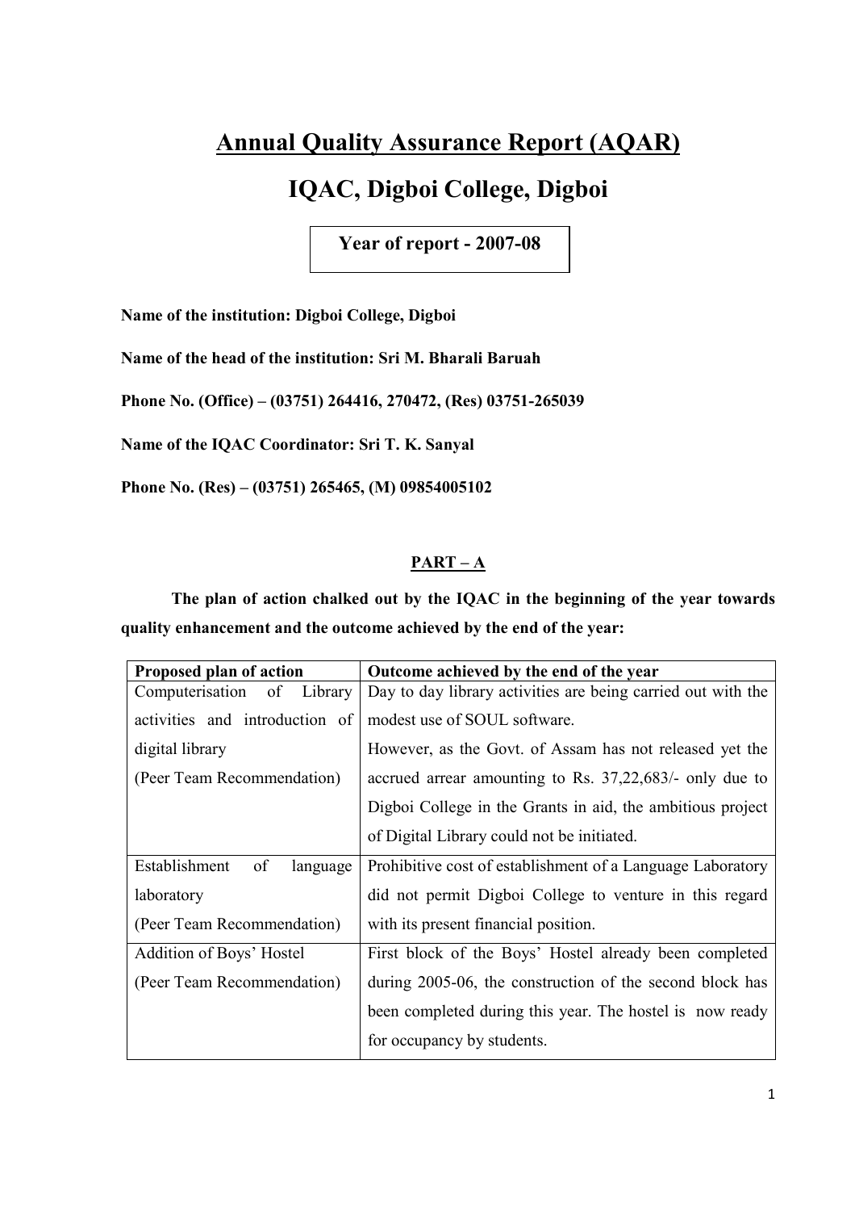# Annual Quality Assurance Report (AQAR)

# IQAC, Digboi College, Digboi

**Year of report - 2007-08**

**Name of the institution: Digboi College, Digboi**

**Name of the head of the institution: Sri M. Bharali Baruah**

**Phone No. (Office) – (03751) 264416, 270472, (Res) 03751-265039**

**Name of the IQAC Coordinator: Sri T. K. Sanyal**

**Phone No. (Res) – (03751) 265465, (M) 09854005102**

## PART – A

**The plan of action chalked out by the IQAC in the beginning of the year towards quality enhancement and the outcome achieved by the end of the year:**

| Proposed plan of action | Outcome achieved by the end of the year |
|---|---|
| Computerisation of Library activities and introduction of digital library (Peer Team Recommendation) | Day to day library activities are being carried out with the modest use of SOUL software. However, as the Govt. of Assam has not released yet the accrued arrear amounting to Rs. 37,22,683/- only due to Digboi College in the Grants in aid, the ambitious project of Digital Library could not be initiated. |
| Establishment of language laboratory (Peer Team Recommendation) | Prohibitive cost of establishment of a Language Laboratory did not permit Digboi College to venture in this regard with its present financial position. |
| Addition of Boys' Hostel (Peer Team Recommendation) | First block of the Boys' Hostel already been completed during 2005-06, the construction of the second block has been completed during this year. The hostel is now ready for occupancy by students. |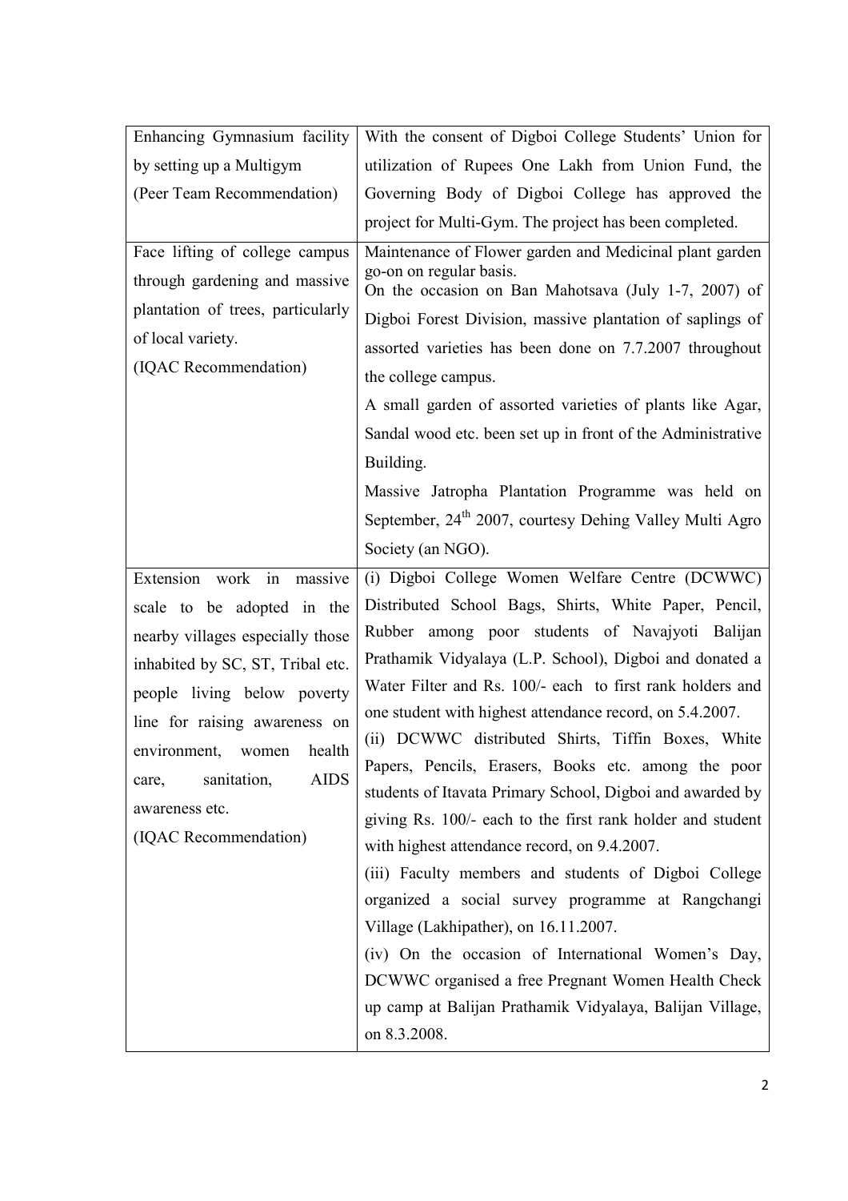| | |
|---|---|
| Enhancing Gymnasium facility by setting up a Multigym (Peer Team Recommendation) | With the consent of Digboi College Students' Union for utilization of Rupees One Lakh from Union Fund, the Governing Body of Digboi College has approved the project for Multi-Gym. The project has been completed. |
| Face lifting of college campus through gardening and massive plantation of trees, particularly of local variety. (IQAC Recommendation) | Maintenance of Flower garden and Medicinal plant garden go-on on regular basis.<br>On the occasion on Ban Mahotsava (July 1-7, 2007) of Digboi Forest Division, massive plantation of saplings of assorted varieties has been done on 7.7.2007 throughout the college campus.<br>A small garden of assorted varieties of plants like Agar, Sandal wood etc. been set up in front of the Administrative Building.<br>Massive Jatropha Plantation Programme was held on September, 24th 2007, courtesy Dehing Valley Multi Agro Society (an NGO). |
| Extension work in massive scale to be adopted in the nearby villages especially those inhabited by SC, ST, Tribal etc. people living below poverty line for raising awareness on environment, women health care, sanitation, AIDS awareness etc. (IQAC Recommendation) | (i) Digboi College Women Welfare Centre (DCWWC) Distributed School Bags, Shirts, White Paper, Pencil, Rubber among poor students of Navajyoti Balijan Prathamik Vidyalaya (L.P. School), Digboi and donated a Water Filter and Rs. 100/- each to first rank holders and one student with highest attendance record, on 5.4.2007.<br>(ii) DCWWC distributed Shirts, Tiffin Boxes, White Papers, Pencils, Erasers, Books etc. among the poor students of Itavata Primary School, Digboi and awarded by giving Rs. 100/- each to the first rank holder and student with highest attendance record, on 9.4.2007.<br>(iii) Faculty members and students of Digboi College organized a social survey programme at Rangchangi Village (Lakhipather), on 16.11.2007.<br>(iv) On the occasion of International Women's Day, DCWWC organised a free Pregnant Women Health Check up camp at Balijan Prathamik Vidyalaya, Balijan Village, on 8.3.2008. |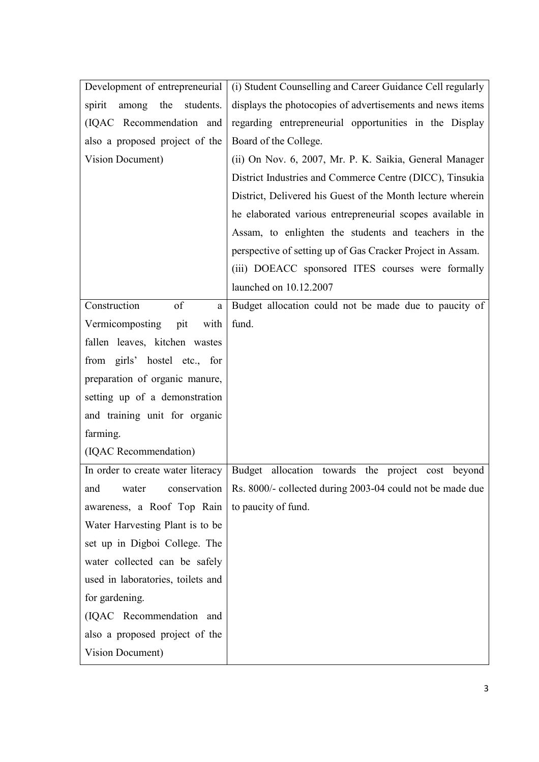| | |
|---|---|
| Development of entrepreneurial spirit among the students. (IQAC Recommendation and also a proposed project of the Vision Document) | (i) Student Counselling and Career Guidance Cell regularly displays the photocopies of advertisements and news items regarding entrepreneurial opportunities in the Display Board of the College.<br>(ii) On Nov. 6, 2007, Mr. P. K. Saikia, General Manager District Industries and Commerce Centre (DICC), Tinsukia District, Delivered his Guest of the Month lecture wherein he elaborated various entrepreneurial scopes available in Assam, to enlighten the students and teachers in the perspective of setting up of Gas Cracker Project in Assam.<br>(iii) DOEACC sponsored ITES courses were formally launched on 10.12.2007 |
| Construction of a Vermicomposting pit with fallen leaves, kitchen wastes from girls' hostel etc., for preparation of organic manure, setting up of a demonstration and training unit for organic farming.<br>(IQAC Recommendation) | Budget allocation could not be made due to paucity of fund. |
| In order to create water literacy and water conservation awareness, a Roof Top Rain Water Harvesting Plant is to be set up in Digboi College. The water collected can be safely used in laboratories, toilets and for gardening.<br>(IQAC Recommendation and also a proposed project of the Vision Document) | Budget allocation towards the project cost beyond Rs. 8000/- collected during 2003-04 could not be made due to paucity of fund. |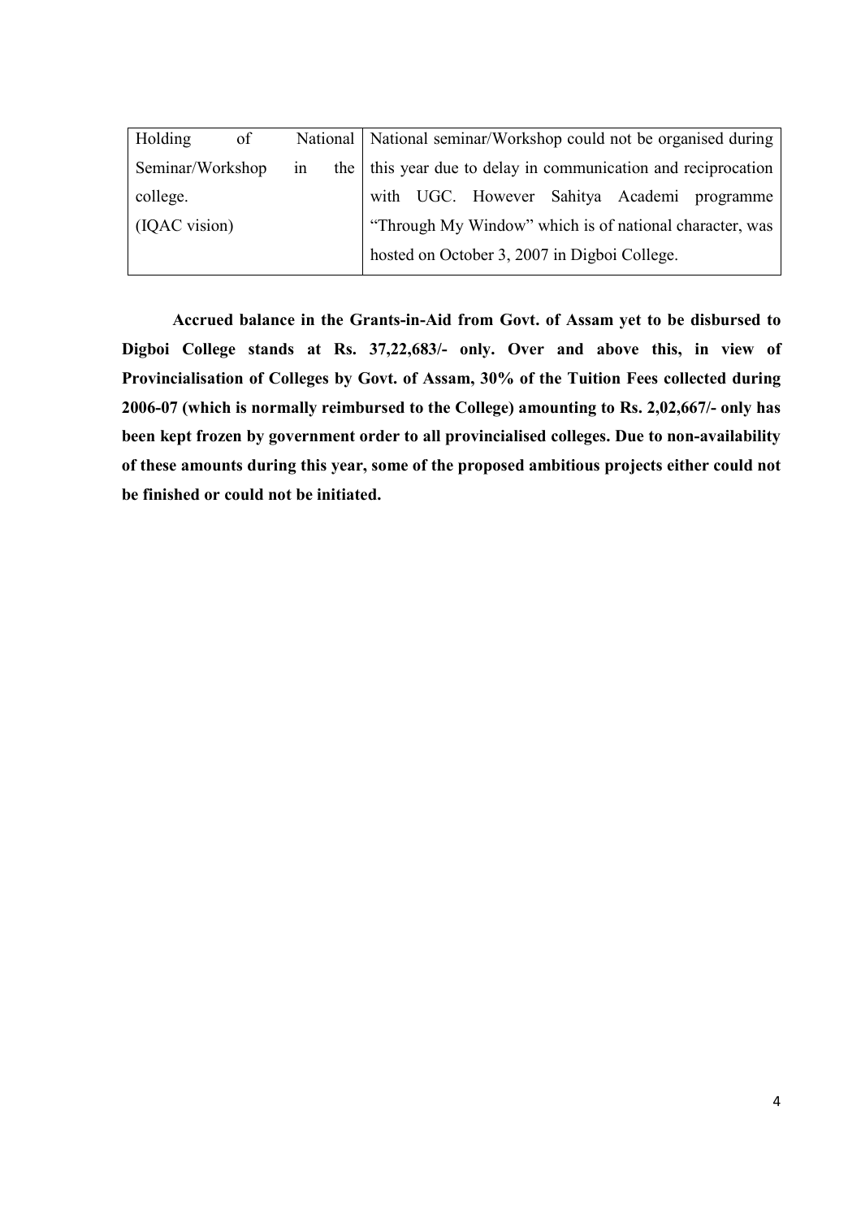| Holding of National Seminar/Workshop in the college. (IQAC vision) | National seminar/Workshop could not be organised during this year due to delay in communication and reciprocation with UGC. However Sahitya Academi programme "Through My Window" which is of national character, was hosted on October 3, 2007 in Digboi College. |
|---|---|

**Accrued balance in the Grants-in-Aid from Govt. of Assam yet to be disbursed to Digboi College stands at Rs. 37,22,683/- only. Over and above this, in view of Provincialisation of Colleges by Govt. of Assam, 30% of the Tuition Fees collected during 2006-07 (which is normally reimbursed to the College) amounting to Rs. 2,02,667/- only has been kept frozen by government order to all provincialised colleges. Due to non-availability of these amounts during this year, some of the proposed ambitious projects either could not be finished or could not be initiated.**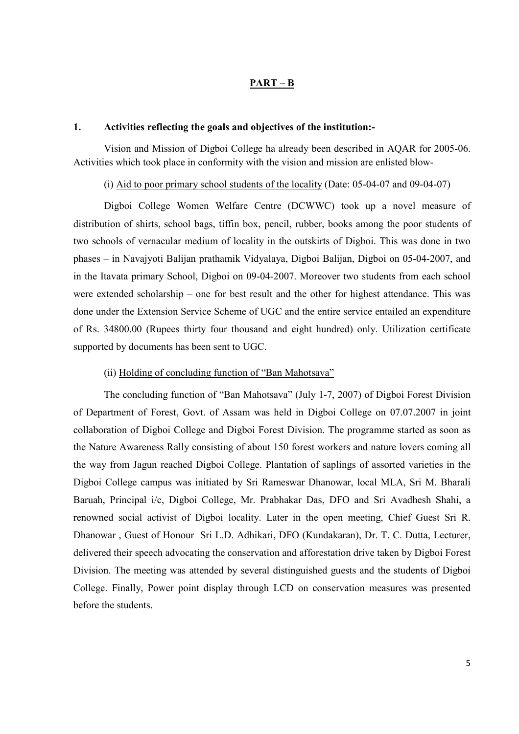## PART – B

### 1. Activities reflecting the goals and objectives of the institution:-

Vision and Mission of Digboi College ha already been described in AQAR for 2005-06. Activities which took place in conformity with the vision and mission are enlisted blow-

(i) Aid to poor primary school students of the locality (Date: 05-04-07 and 09-04-07)

Digboi College Women Welfare Centre (DCWWC) took up a novel measure of distribution of shirts, school bags, tiffin box, pencil, rubber, books among the poor students of two schools of vernacular medium of locality in the outskirts of Digboi. This was done in two phases – in Navajyoti Balijan prathamik Vidyalaya, Digboi Balijan, Digboi on 05-04-2007, and in the Itavata primary School, Digboi on 09-04-2007. Moreover two students from each school were extended scholarship – one for best result and the other for highest attendance. This was done under the Extension Service Scheme of UGC and the entire service entailed an expenditure of Rs. 34800.00 (Rupees thirty four thousand and eight hundred) only. Utilization certificate supported by documents has been sent to UGC.

(ii) Holding of concluding function of "Ban Mahotsava"

The concluding function of "Ban Mahotsava" (July 1-7, 2007) of Digboi Forest Division of Department of Forest, Govt. of Assam was held in Digboi College on 07.07.2007 in joint collaboration of Digboi College and Digboi Forest Division. The programme started as soon as the Nature Awareness Rally consisting of about 150 forest workers and nature lovers coming all the way from Jagun reached Digboi College. Plantation of saplings of assorted varieties in the Digboi College campus was initiated by Sri Rameswar Dhanowar, local MLA, Sri M. Bharali Baruah, Principal i/c, Digboi College, Mr. Prabhakar Das, DFO and Sri Avadhesh Shahi, a renowned social activist of Digboi locality. Later in the open meeting, Chief Guest Sri R. Dhanowar , Guest of Honour Sri L.D. Adhikari, DFO (Kundakaran), Dr. T. C. Dutta, Lecturer, delivered their speech advocating the conservation and afforestation drive taken by Digboi Forest Division. The meeting was attended by several distinguished guests and the students of Digboi College. Finally, Power point display through LCD on conservation measures was presented before the students.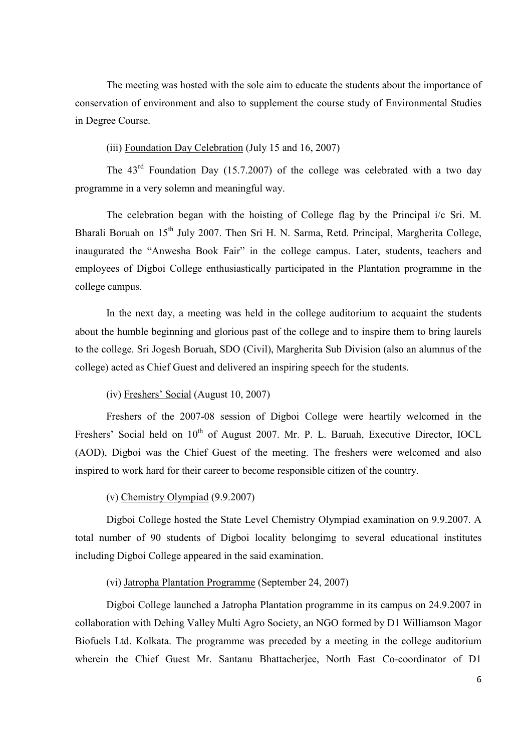The meeting was hosted with the sole aim to educate the students about the importance of conservation of environment and also to supplement the course study of Environmental Studies in Degree Course.

(iii) Foundation Day Celebration (July 15 and 16, 2007)

The 43rd Foundation Day (15.7.2007) of the college was celebrated with a two day programme in a very solemn and meaningful way.

The celebration began with the hoisting of College flag by the Principal i/c Sri. M. Bharali Boruah on 15th July 2007. Then Sri H. N. Sarma, Retd. Principal, Margherita College, inaugurated the "Anwesha Book Fair" in the college campus. Later, students, teachers and employees of Digboi College enthusiastically participated in the Plantation programme in the college campus.

In the next day, a meeting was held in the college auditorium to acquaint the students about the humble beginning and glorious past of the college and to inspire them to bring laurels to the college. Sri Jogesh Boruah, SDO (Civil), Margherita Sub Division (also an alumnus of the college) acted as Chief Guest and delivered an inspiring speech for the students.

(iv) Freshers' Social (August 10, 2007)

Freshers of the 2007-08 session of Digboi College were heartily welcomed in the Freshers' Social held on 10th of August 2007. Mr. P. L. Baruah, Executive Director, IOCL (AOD), Digboi was the Chief Guest of the meeting. The freshers were welcomed and also inspired to work hard for their career to become responsible citizen of the country.

(v) Chemistry Olympiad (9.9.2007)

Digboi College hosted the State Level Chemistry Olympiad examination on 9.9.2007. A total number of 90 students of Digboi locality belongimg to several educational institutes including Digboi College appeared in the said examination.

(vi) Jatropha Plantation Programme (September 24, 2007)

Digboi College launched a Jatropha Plantation programme in its campus on 24.9.2007 in collaboration with Dehing Valley Multi Agro Society, an NGO formed by D1 Williamson Magor Biofuels Ltd. Kolkata. The programme was preceded by a meeting in the college auditorium wherein the Chief Guest Mr. Santanu Bhattacherjee, North East Co-coordinator of D1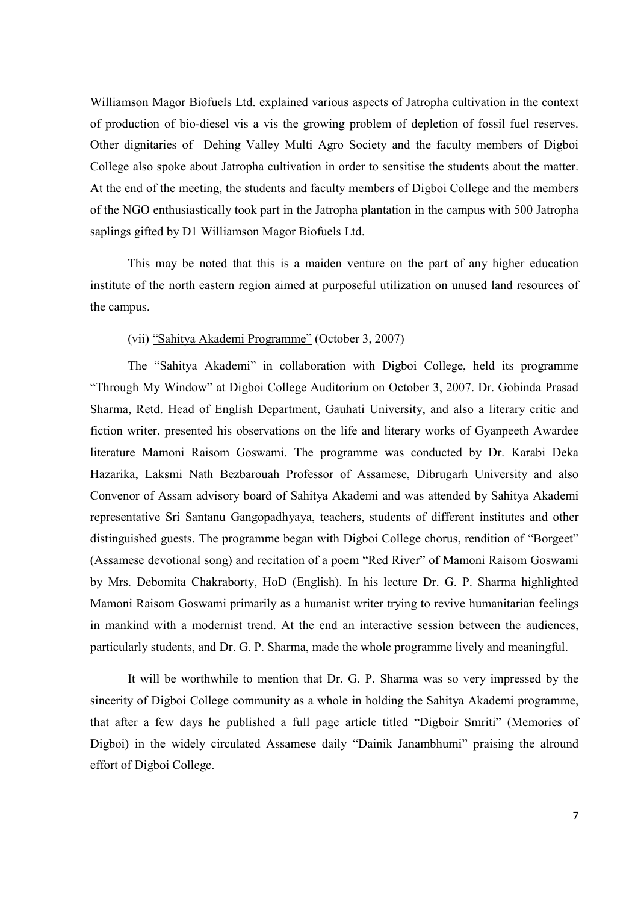Williamson Magor Biofuels Ltd. explained various aspects of Jatropha cultivation in the context of production of bio-diesel vis a vis the growing problem of depletion of fossil fuel reserves. Other dignitaries of Dehing Valley Multi Agro Society and the faculty members of Digboi College also spoke about Jatropha cultivation in order to sensitise the students about the matter. At the end of the meeting, the students and faculty members of Digboi College and the members of the NGO enthusiastically took part in the Jatropha plantation in the campus with 500 Jatropha saplings gifted by D1 Williamson Magor Biofuels Ltd.

This may be noted that this is a maiden venture on the part of any higher education institute of the north eastern region aimed at purposeful utilization on unused land resources of the campus.

(vii) <u>"Sahitya Akademi Programme"</u> (October 3, 2007)

The "Sahitya Akademi" in collaboration with Digboi College, held its programme "Through My Window" at Digboi College Auditorium on October 3, 2007. Dr. Gobinda Prasad Sharma, Retd. Head of English Department, Gauhati University, and also a literary critic and fiction writer, presented his observations on the life and literary works of Gyanpeeth Awardee literature Mamoni Raisom Goswami. The programme was conducted by Dr. Karabi Deka Hazarika, Laksmi Nath Bezbarouah Professor of Assamese, Dibrugarh University and also Convenor of Assam advisory board of Sahitya Akademi and was attended by Sahitya Akademi representative Sri Santanu Gangopadhyaya, teachers, students of different institutes and other distinguished guests. The programme began with Digboi College chorus, rendition of "Borgeet" (Assamese devotional song) and recitation of a poem "Red River" of Mamoni Raisom Goswami by Mrs. Debomita Chakraborty, HoD (English). In his lecture Dr. G. P. Sharma highlighted Mamoni Raisom Goswami primarily as a humanist writer trying to revive humanitarian feelings in mankind with a modernist trend. At the end an interactive session between the audiences, particularly students, and Dr. G. P. Sharma, made the whole programme lively and meaningful.

It will be worthwhile to mention that Dr. G. P. Sharma was so very impressed by the sincerity of Digboi College community as a whole in holding the Sahitya Akademi programme, that after a few days he published a full page article titled "Digboir Smriti" (Memories of Digboi) in the widely circulated Assamese daily "Dainik Janambhumi" praising the alround effort of Digboi College.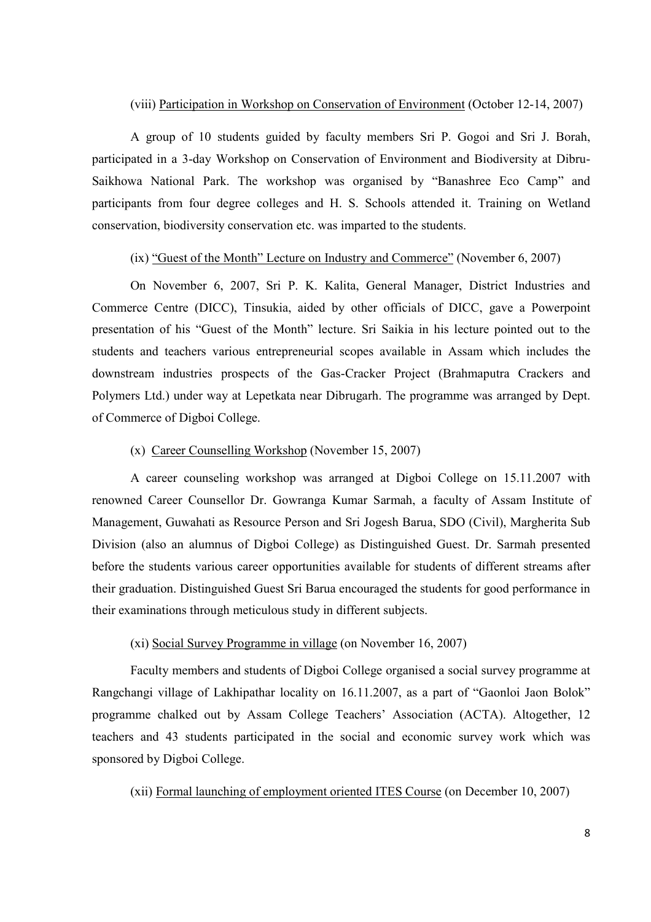(viii) <u>Participation in Workshop on Conservation of Environment</u> (October 12-14, 2007)

A group of 10 students guided by faculty members Sri P. Gogoi and Sri J. Borah, participated in a 3-day Workshop on Conservation of Environment and Biodiversity at Dibru-Saikhowa National Park. The workshop was organised by "Banashree Eco Camp" and participants from four degree colleges and H. S. Schools attended it. Training on Wetland conservation, biodiversity conservation etc. was imparted to the students.

(ix) <u>"Guest of the Month" Lecture on Industry and Commerce"</u> (November 6, 2007)

On November 6, 2007, Sri P. K. Kalita, General Manager, District Industries and Commerce Centre (DICC), Tinsukia, aided by other officials of DICC, gave a Powerpoint presentation of his "Guest of the Month" lecture. Sri Saikia in his lecture pointed out to the students and teachers various entrepreneurial scopes available in Assam which includes the downstream industries prospects of the Gas-Cracker Project (Brahmaputra Crackers and Polymers Ltd.) under way at Lepetkata near Dibrugarh. The programme was arranged by Dept. of Commerce of Digboi College.

(x) <u>Career Counselling Workshop</u> (November 15, 2007)

A career counseling workshop was arranged at Digboi College on 15.11.2007 with renowned Career Counsellor Dr. Gowranga Kumar Sarmah, a faculty of Assam Institute of Management, Guwahati as Resource Person and Sri Jogesh Barua, SDO (Civil), Margherita Sub Division (also an alumnus of Digboi College) as Distinguished Guest. Dr. Sarmah presented before the students various career opportunities available for students of different streams after their graduation. Distinguished Guest Sri Barua encouraged the students for good performance in their examinations through meticulous study in different subjects.

(xi) <u>Social Survey Programme in village</u> (on November 16, 2007)

Faculty members and students of Digboi College organised a social survey programme at Rangchangi village of Lakhipathar locality on 16.11.2007, as a part of "Gaonloi Jaon Bolok" programme chalked out by Assam College Teachers' Association (ACTA). Altogether, 12 teachers and 43 students participated in the social and economic survey work which was sponsored by Digboi College.

(xii) <u>Formal launching of employment oriented ITES Course</u> (on December 10, 2007)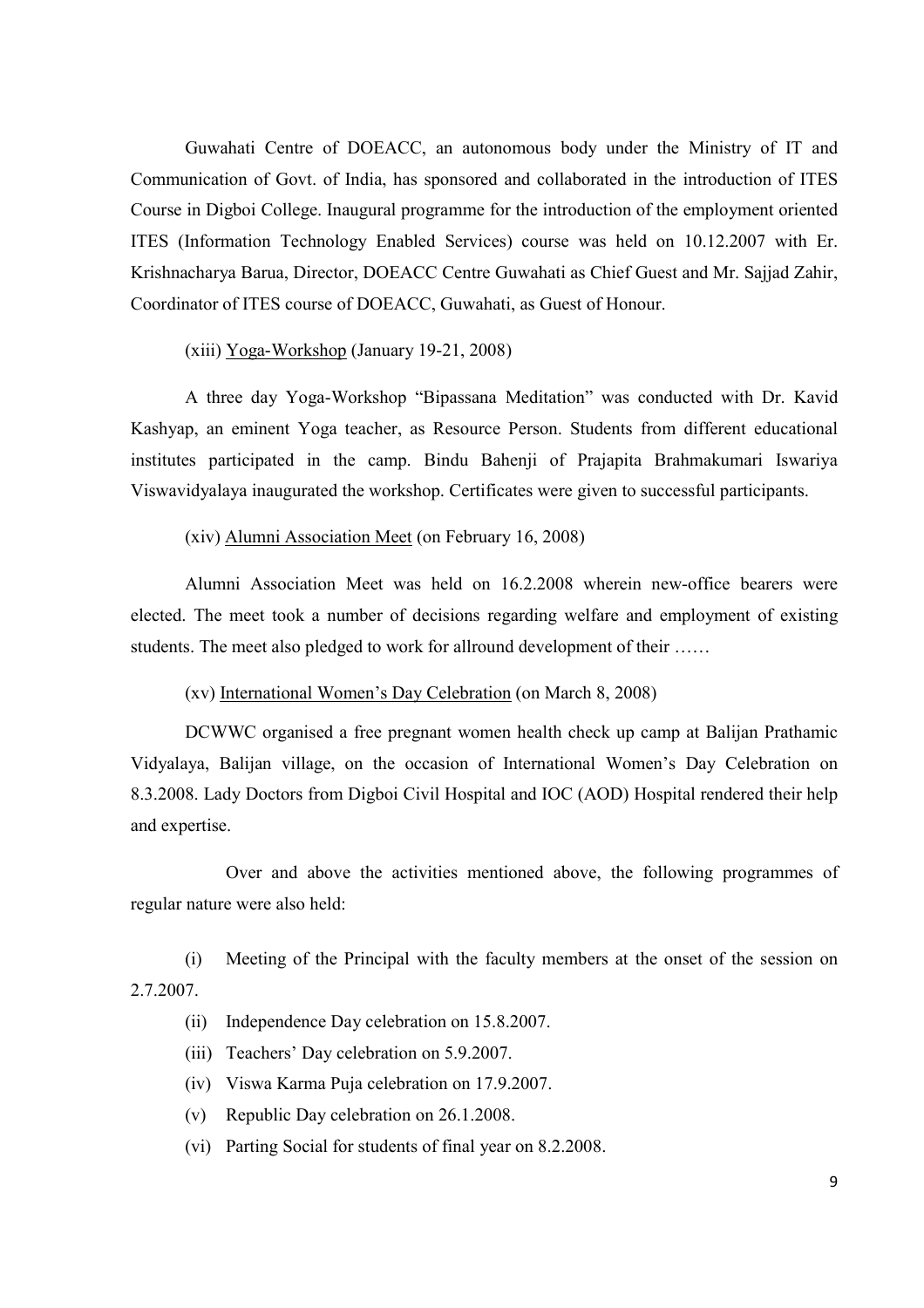Guwahati Centre of DOEACC, an autonomous body under the Ministry of IT and Communication of Govt. of India, has sponsored and collaborated in the introduction of ITES Course in Digboi College. Inaugural programme for the introduction of the employment oriented ITES (Information Technology Enabled Services) course was held on 10.12.2007 with Er. Krishnacharya Barua, Director, DOEACC Centre Guwahati as Chief Guest and Mr. Sajjad Zahir, Coordinator of ITES course of DOEACC, Guwahati, as Guest of Honour.

(xiii) <u>Yoga-Workshop</u> (January 19-21, 2008)

A three day Yoga-Workshop "Bipassana Meditation" was conducted with Dr. Kavid Kashyap, an eminent Yoga teacher, as Resource Person. Students from different educational institutes participated in the camp. Bindu Bahenji of Prajapita Brahmakumari Iswariya Viswavidyalaya inaugurated the workshop. Certificates were given to successful participants.

(xiv) <u>Alumni Association Meet</u> (on February 16, 2008)

Alumni Association Meet was held on 16.2.2008 wherein new-office bearers were elected. The meet took a number of decisions regarding welfare and employment of existing students. The meet also pledged to work for allround development of their ……

(xv) <u>International Women's Day Celebration</u> (on March 8, 2008)

DCWWC organised a free pregnant women health check up camp at Balijan Prathamic Vidyalaya, Balijan village, on the occasion of International Women's Day Celebration on 8.3.2008. Lady Doctors from Digboi Civil Hospital and IOC (AOD) Hospital rendered their help and expertise.

Over and above the activities mentioned above, the following programmes of regular nature were also held:

(i) Meeting of the Principal with the faculty members at the onset of the session on 2.7.2007.

(ii) Independence Day celebration on 15.8.2007.

(iii) Teachers' Day celebration on 5.9.2007.

(iv) Viswa Karma Puja celebration on 17.9.2007.

(v) Republic Day celebration on 26.1.2008.

(vi) Parting Social for students of final year on 8.2.2008.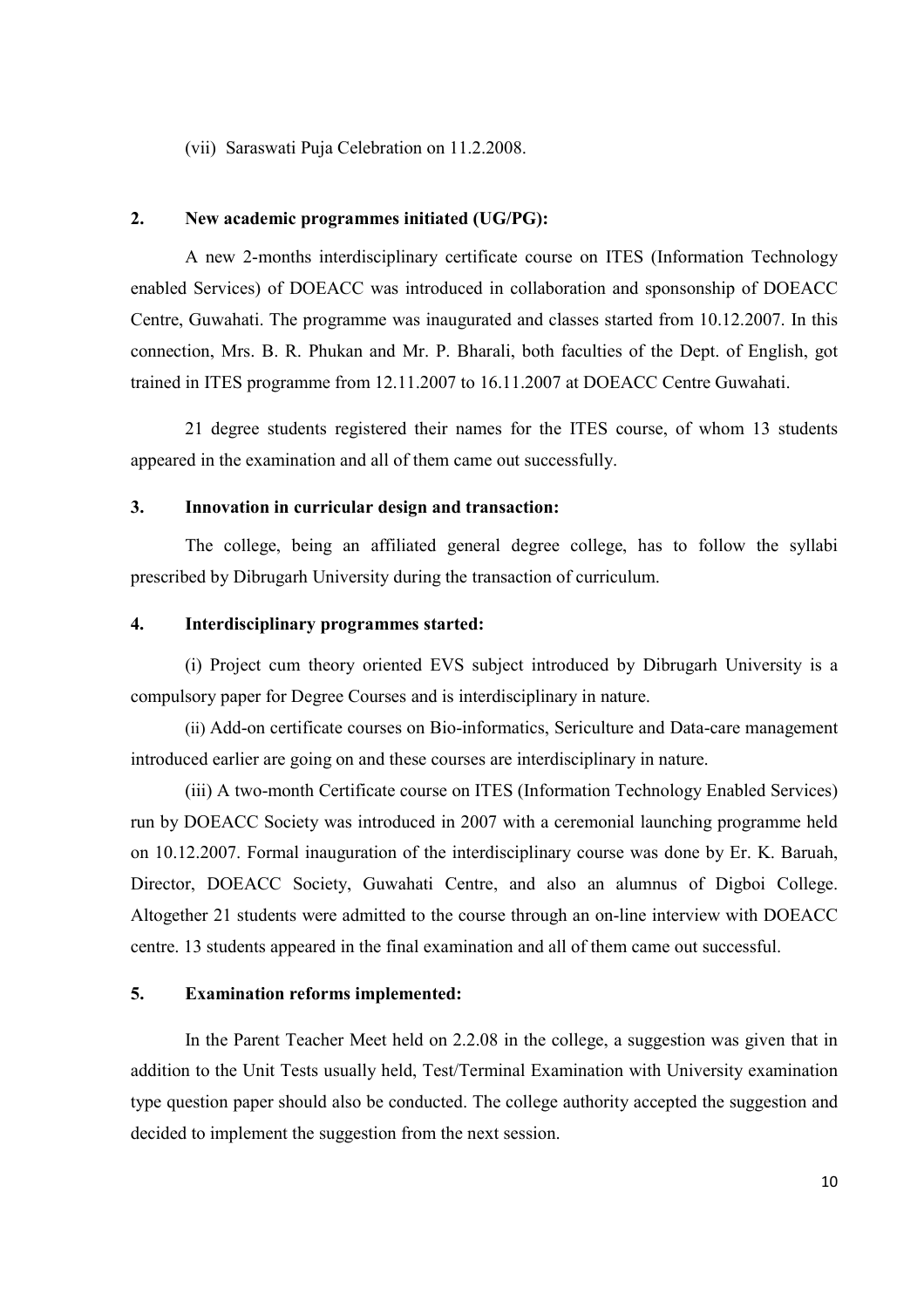(vii) Saraswati Puja Celebration on 11.2.2008.

## 2. New academic programmes initiated (UG/PG):

A new 2-months interdisciplinary certificate course on ITES (Information Technology enabled Services) of DOEACC was introduced in collaboration and sponsonship of DOEACC Centre, Guwahati. The programme was inaugurated and classes started from 10.12.2007. In this connection, Mrs. B. R. Phukan and Mr. P. Bharali, both faculties of the Dept. of English, got trained in ITES programme from 12.11.2007 to 16.11.2007 at DOEACC Centre Guwahati.

21 degree students registered their names for the ITES course, of whom 13 students appeared in the examination and all of them came out successfully.

## 3. Innovation in curricular design and transaction:

The college, being an affiliated general degree college, has to follow the syllabi prescribed by Dibrugarh University during the transaction of curriculum.

## 4. Interdisciplinary programmes started:

(i) Project cum theory oriented EVS subject introduced by Dibrugarh University is a compulsory paper for Degree Courses and is interdisciplinary in nature.

(ii) Add-on certificate courses on Bio-informatics, Sericulture and Data-care management introduced earlier are going on and these courses are interdisciplinary in nature.

(iii) A two-month Certificate course on ITES (Information Technology Enabled Services) run by DOEACC Society was introduced in 2007 with a ceremonial launching programme held on 10.12.2007. Formal inauguration of the interdisciplinary course was done by Er. K. Baruah, Director, DOEACC Society, Guwahati Centre, and also an alumnus of Digboi College. Altogether 21 students were admitted to the course through an on-line interview with DOEACC centre. 13 students appeared in the final examination and all of them came out successful.

## 5. Examination reforms implemented:

In the Parent Teacher Meet held on 2.2.08 in the college, a suggestion was given that in addition to the Unit Tests usually held, Test/Terminal Examination with University examination type question paper should also be conducted. The college authority accepted the suggestion and decided to implement the suggestion from the next session.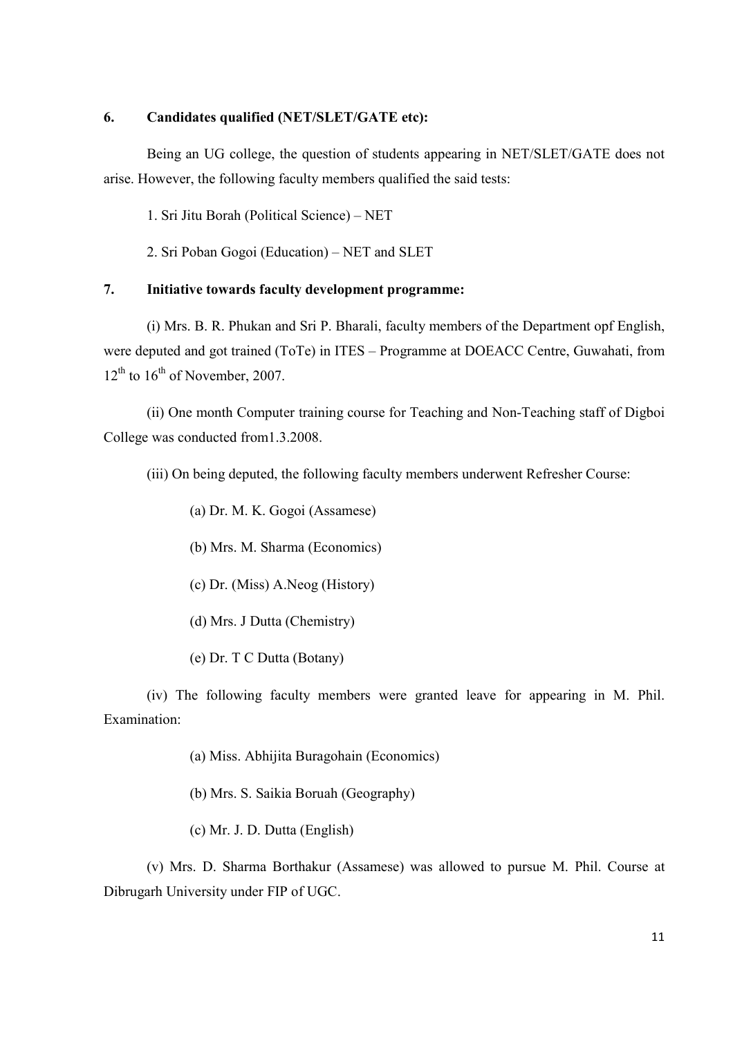**6. Candidates qualified (NET/SLET/GATE etc):**

Being an UG college, the question of students appearing in NET/SLET/GATE does not arise. However, the following faculty members qualified the said tests:

1. Sri Jitu Borah (Political Science) – NET

2. Sri Poban Gogoi (Education) – NET and SLET

**7. Initiative towards faculty development programme:**

(i) Mrs. B. R. Phukan and Sri P. Bharali, faculty members of the Department opf English, were deputed and got trained (ToTe) in ITES – Programme at DOEACC Centre, Guwahati, from 12th to 16th of November, 2007.

(ii) One month Computer training course for Teaching and Non-Teaching staff of Digboi College was conducted from1.3.2008.

(iii) On being deputed, the following faculty members underwent Refresher Course:

(a) Dr. M. K. Gogoi (Assamese)

(b) Mrs. M. Sharma (Economics)

(c) Dr. (Miss) A.Neog (History)

(d) Mrs. J Dutta (Chemistry)

(e) Dr. T C Dutta (Botany)

(iv) The following faculty members were granted leave for appearing in M. Phil. Examination:

(a) Miss. Abhijita Buragohain (Economics)

(b) Mrs. S. Saikia Boruah (Geography)

(c) Mr. J. D. Dutta (English)

(v) Mrs. D. Sharma Borthakur (Assamese) was allowed to pursue M. Phil. Course at Dibrugarh University under FIP of UGC.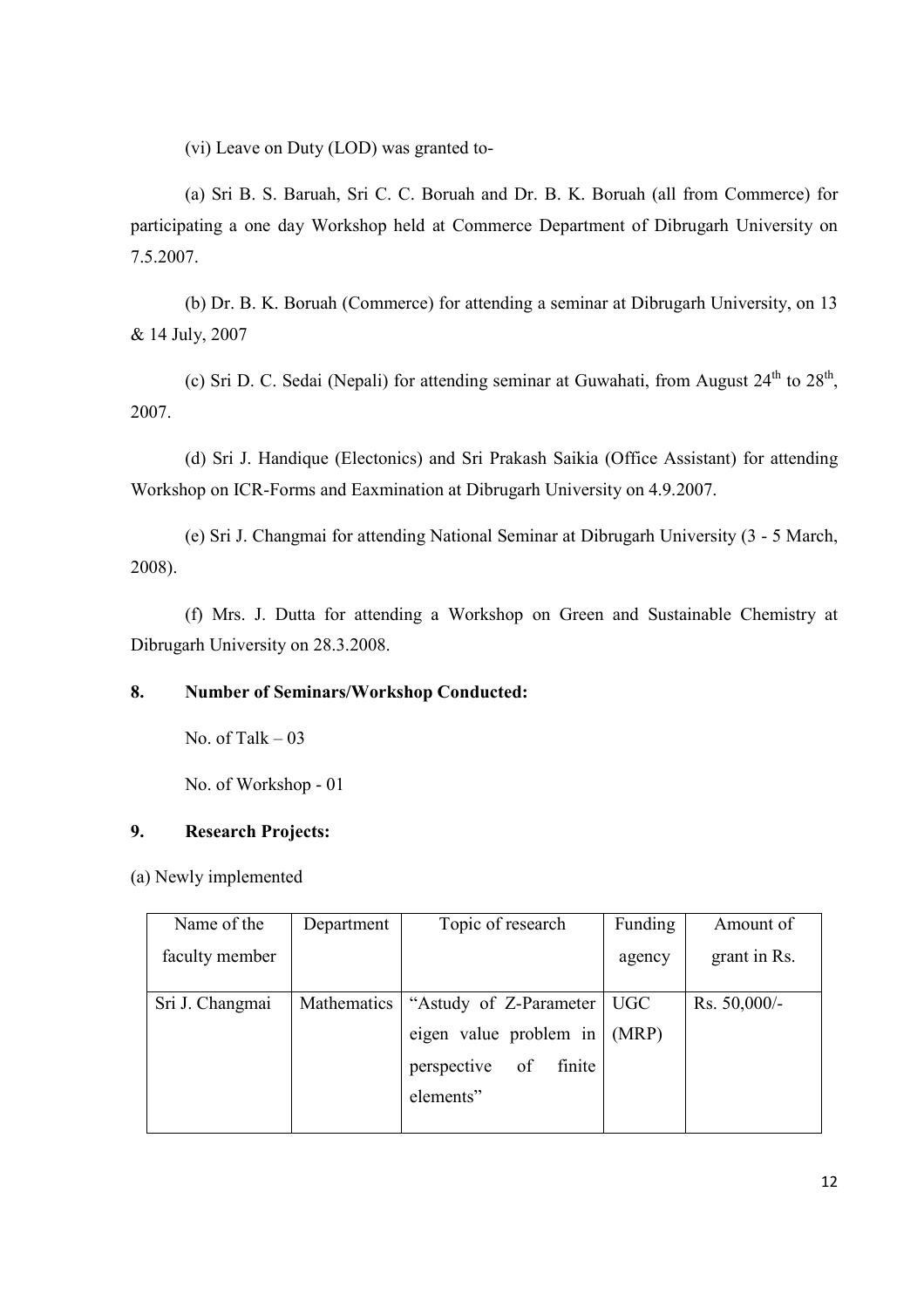(vi) Leave on Duty (LOD) was granted to-

(a) Sri B. S. Baruah, Sri C. C. Boruah and Dr. B. K. Boruah (all from Commerce) for participating a one day Workshop held at Commerce Department of Dibrugarh University on 7.5.2007.

(b) Dr. B. K. Boruah (Commerce) for attending a seminar at Dibrugarh University, on 13 & 14 July, 2007

(c) Sri D. C. Sedai (Nepali) for attending seminar at Guwahati, from August 24th to 28th, 2007.

(d) Sri J. Handique (Electonics) and Sri Prakash Saikia (Office Assistant) for attending Workshop on ICR-Forms and Eaxmination at Dibrugarh University on 4.9.2007.

(e) Sri J. Changmai for attending National Seminar at Dibrugarh University (3 - 5 March, 2008).

(f) Mrs. J. Dutta for attending a Workshop on Green and Sustainable Chemistry at Dibrugarh University on 28.3.2008.

## 8. Number of Seminars/Workshop Conducted:

No. of Talk – 03

No. of Workshop - 01

## 9. Research Projects:

(a) Newly implemented

| Name of the faculty member | Department | Topic of research | Funding agency | Amount of grant in Rs. |
|---|---|---|---|---|
| Sri J. Changmai | Mathematics | "Astudy of Z-Parameter eigen value problem in perspective of finite elements" | UGC (MRP) | Rs. 50,000/- |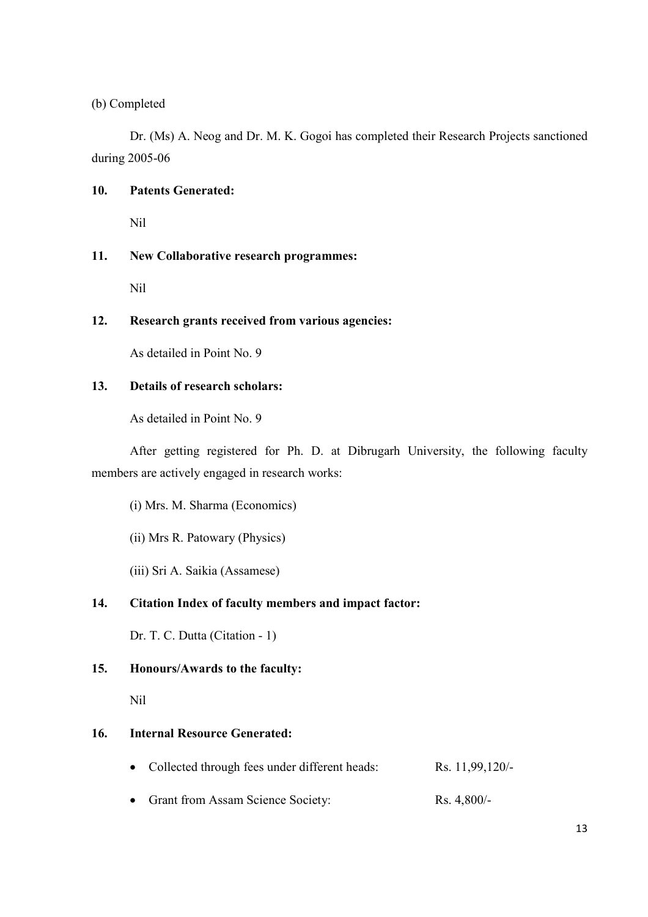(b) Completed

Dr. (Ms) A. Neog and Dr. M. K. Gogoi has completed their Research Projects sanctioned during 2005-06

**10. Patents Generated:**

Nil

**11. New Collaborative research programmes:**

Nil

**12. Research grants received from various agencies:**

As detailed in Point No. 9

**13. Details of research scholars:**

As detailed in Point No. 9

After getting registered for Ph. D. at Dibrugarh University, the following faculty members are actively engaged in research works:

(i) Mrs. M. Sharma (Economics)

(ii) Mrs R. Patowary (Physics)

(iii) Sri A. Saikia (Assamese)

**14. Citation Index of faculty members and impact factor:**

Dr. T. C. Dutta (Citation - 1)

**15. Honours/Awards to the faculty:**

Nil

**16. Internal Resource Generated:**

- Collected through fees under different heads: Rs. 11,99,120/-
- Grant from Assam Science Society: Rs. 4,800/-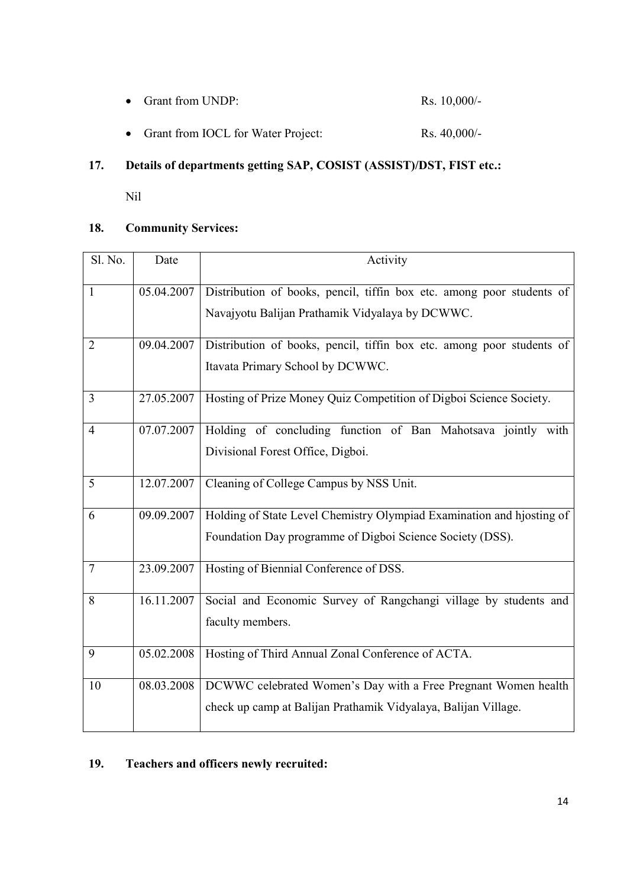- Grant from UNDP: Rs. 10,000/-
- Grant from IOCL for Water Project: Rs. 40,000/-

## 17. Details of departments getting SAP, COSIST (ASSIST)/DST, FIST etc.:

Nil

## 18. Community Services:

| Sl. No. | Date | Activity |
|---|---|---|
| 1 | 05.04.2007 | Distribution of books, pencil, tiffin box etc. among poor students of Navajyotu Balijan Prathamik Vidyalaya by DCWWC. |
| 2 | 09.04.2007 | Distribution of books, pencil, tiffin box etc. among poor students of Itavata Primary School by DCWWC. |
| 3 | 27.05.2007 | Hosting of Prize Money Quiz Competition of Digboi Science Society. |
| 4 | 07.07.2007 | Holding of concluding function of Ban Mahotsava jointly with Divisional Forest Office, Digboi. |
| 5 | 12.07.2007 | Cleaning of College Campus by NSS Unit. |
| 6 | 09.09.2007 | Holding of State Level Chemistry Olympiad Examination and hjosting of Foundation Day programme of Digboi Science Society (DSS). |
| 7 | 23.09.2007 | Hosting of Biennial Conference of DSS. |
| 8 | 16.11.2007 | Social and Economic Survey of Rangchangi village by students and faculty members. |
| 9 | 05.02.2008 | Hosting of Third Annual Zonal Conference of ACTA. |
| 10 | 08.03.2008 | DCWWC celebrated Women's Day with a Free Pregnant Women health check up camp at Balijan Prathamik Vidyalaya, Balijan Village. |

## 19. Teachers and officers newly recruited: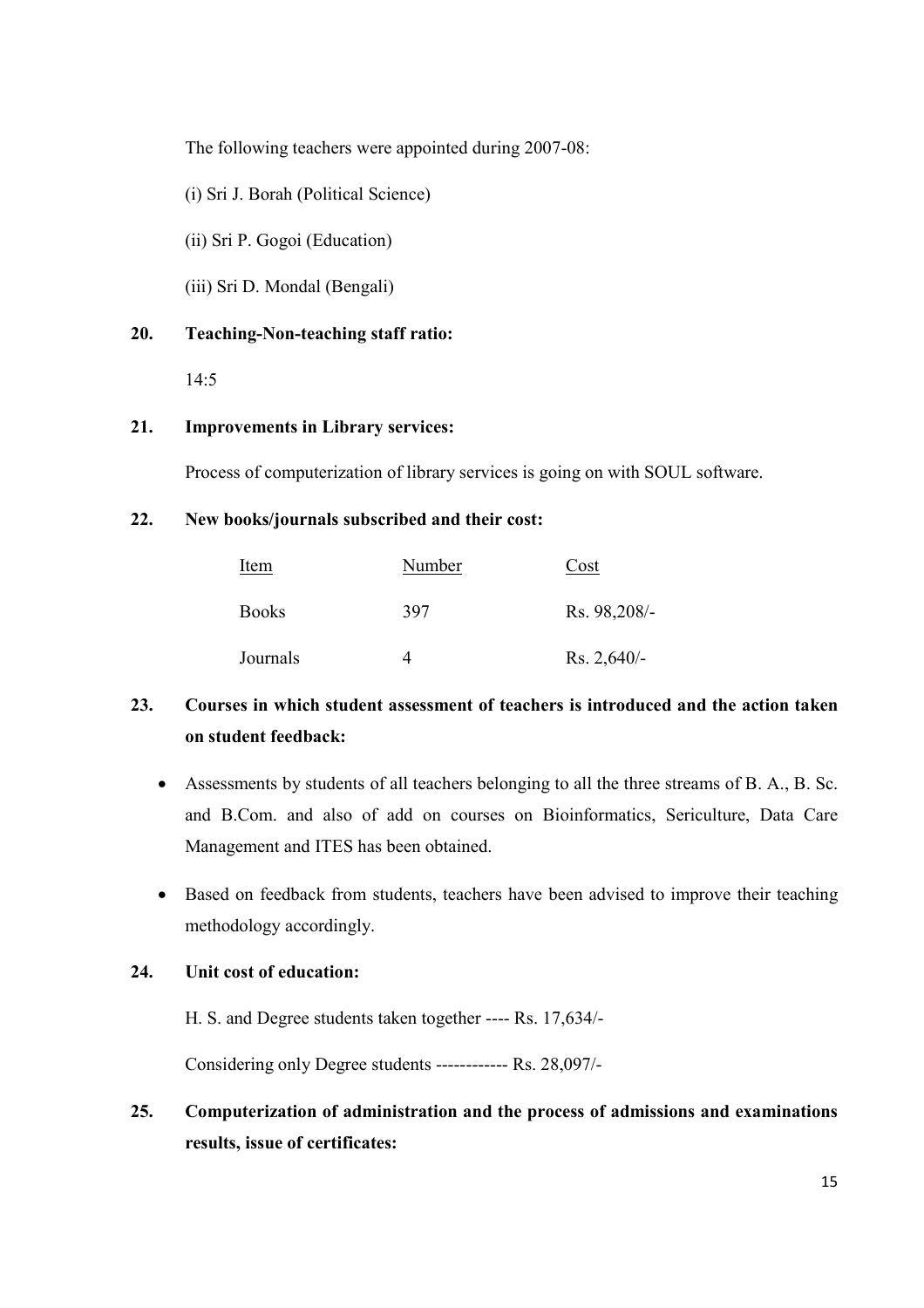The following teachers were appointed during 2007-08:

(i) Sri J. Borah (Political Science)

(ii) Sri P. Gogoi (Education)

(iii) Sri D. Mondal (Bengali)

**20. Teaching-Non-teaching staff ratio:**

14:5

**21. Improvements in Library services:**

Process of computerization of library services is going on with SOUL software.

**22. New books/journals subscribed and their cost:**

| Item | Number | Cost |
|---|---|---|
| Books | 397 | Rs. 98,208/- |
| Journals | 4 | Rs. 2,640/- |

**23. Courses in which student assessment of teachers is introduced and the action taken on student feedback:**

- Assessments by students of all teachers belonging to all the three streams of B. A., B. Sc. and B.Com. and also of add on courses on Bioinformatics, Sericulture, Data Care Management and ITES has been obtained.
- Based on feedback from students, teachers have been advised to improve their teaching methodology accordingly.

**24. Unit cost of education:**

H. S. and Degree students taken together ---- Rs. 17,634/-

Considering only Degree students ------------ Rs. 28,097/-

**25. Computerization of administration and the process of admissions and examinations results, issue of certificates:**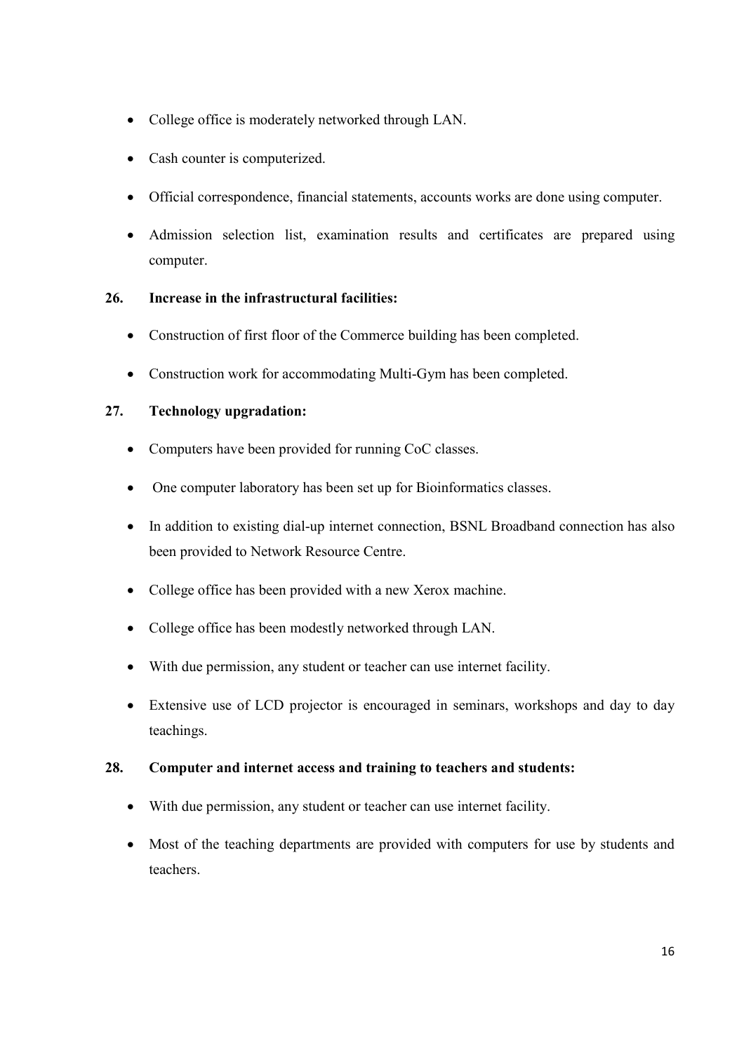- College office is moderately networked through LAN.
- Cash counter is computerized.
- Official correspondence, financial statements, accounts works are done using computer.
- Admission selection list, examination results and certificates are prepared using computer.

**26. Increase in the infrastructural facilities:**

- Construction of first floor of the Commerce building has been completed.
- Construction work for accommodating Multi-Gym has been completed.

**27. Technology upgradation:**

- Computers have been provided for running CoC classes.
- One computer laboratory has been set up for Bioinformatics classes.
- In addition to existing dial-up internet connection, BSNL Broadband connection has also been provided to Network Resource Centre.
- College office has been provided with a new Xerox machine.
- College office has been modestly networked through LAN.
- With due permission, any student or teacher can use internet facility.
- Extensive use of LCD projector is encouraged in seminars, workshops and day to day teachings.

**28. Computer and internet access and training to teachers and students:**

- With due permission, any student or teacher can use internet facility.
- Most of the teaching departments are provided with computers for use by students and teachers.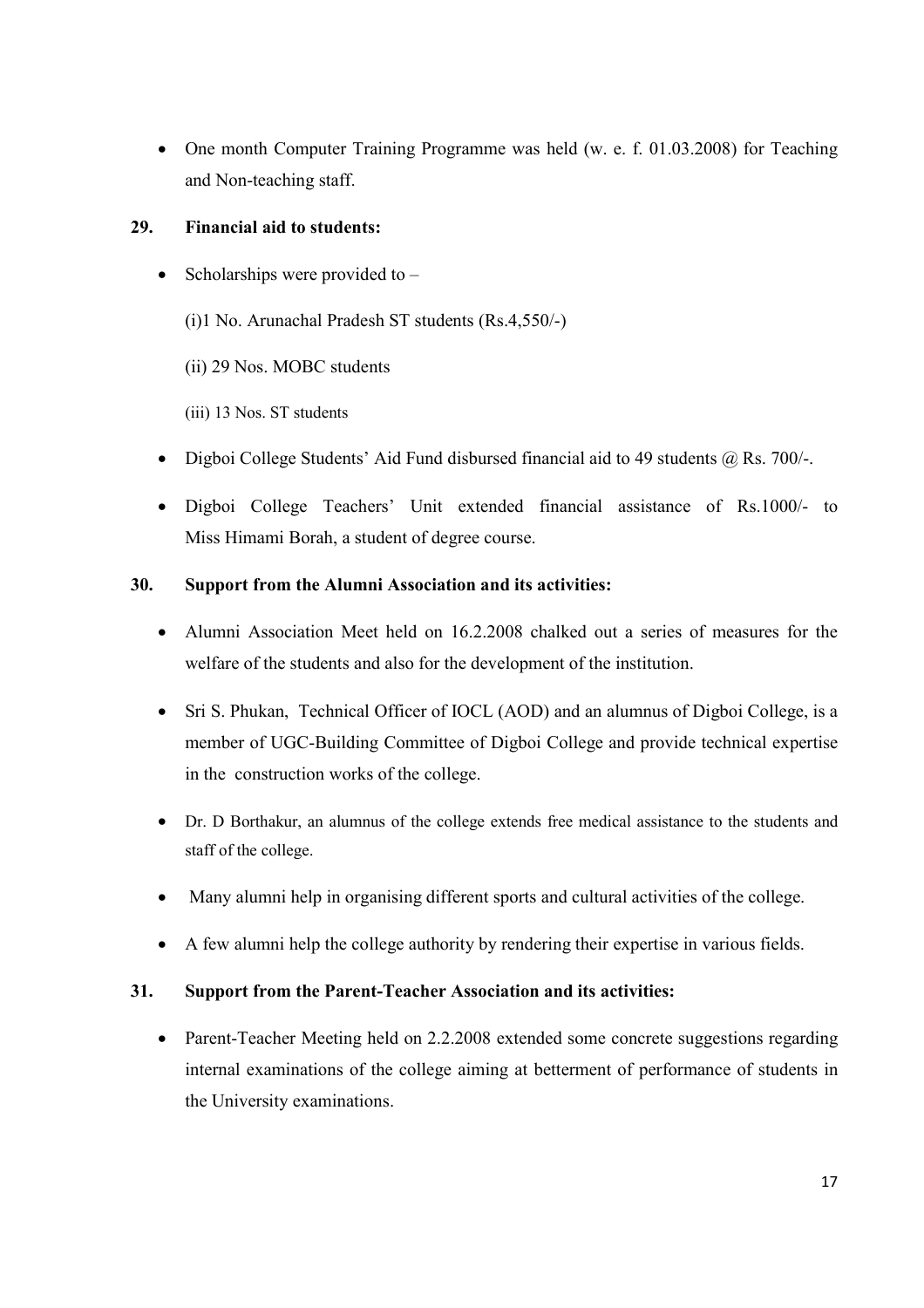- One month Computer Training Programme was held (w. e. f. 01.03.2008) for Teaching and Non-teaching staff.

**29. Financial aid to students:**

- Scholarships were provided to –

  (i)1 No. Arunachal Pradesh ST students (Rs.4,550/-)

  (ii) 29 Nos. MOBC students

  (iii) 13 Nos. ST students

- Digboi College Students' Aid Fund disbursed financial aid to 49 students @ Rs. 700/-.

- Digboi College Teachers' Unit extended financial assistance of Rs.1000/- to Miss Himami Borah, a student of degree course.

**30. Support from the Alumni Association and its activities:**

- Alumni Association Meet held on 16.2.2008 chalked out a series of measures for the welfare of the students and also for the development of the institution.

- Sri S. Phukan, Technical Officer of IOCL (AOD) and an alumnus of Digboi College, is a member of UGC-Building Committee of Digboi College and provide technical expertise in the construction works of the college.

- Dr. D Borthakur, an alumnus of the college extends free medical assistance to the students and staff of the college.

- Many alumni help in organising different sports and cultural activities of the college.

- A few alumni help the college authority by rendering their expertise in various fields.

**31. Support from the Parent-Teacher Association and its activities:**

- Parent-Teacher Meeting held on 2.2.2008 extended some concrete suggestions regarding internal examinations of the college aiming at betterment of performance of students in the University examinations.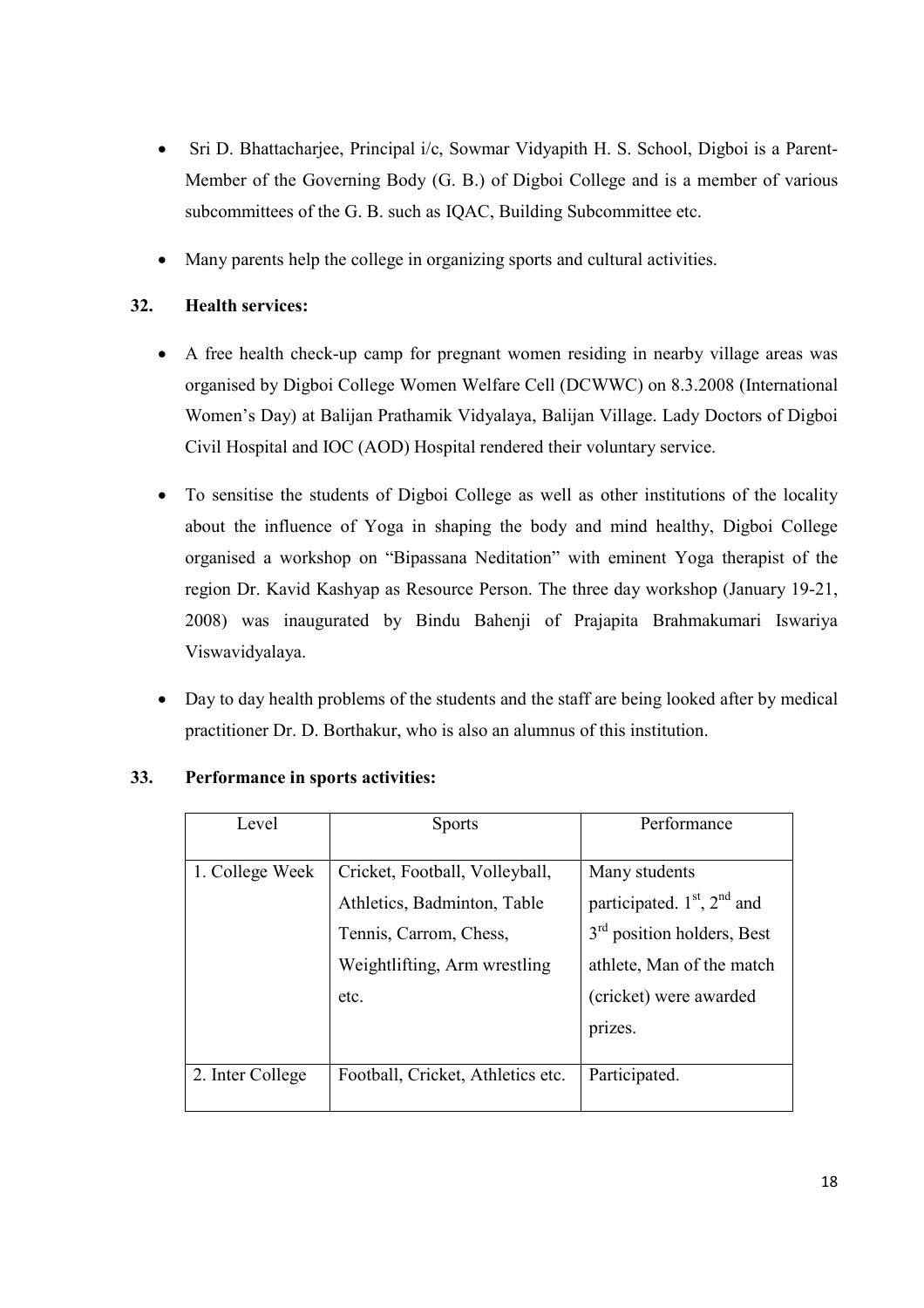- Sri D. Bhattacharjee, Principal i/c, Sowmar Vidyapith H. S. School, Digboi is a Parent-Member of the Governing Body (G. B.) of Digboi College and is a member of various subcommittees of the G. B. such as IQAC, Building Subcommittee etc.

- Many parents help the college in organizing sports and cultural activities.

**32. Health services:**

- A free health check-up camp for pregnant women residing in nearby village areas was organised by Digboi College Women Welfare Cell (DCWWC) on 8.3.2008 (International Women's Day) at Balijan Prathamik Vidyalaya, Balijan Village. Lady Doctors of Digboi Civil Hospital and IOC (AOD) Hospital rendered their voluntary service.

- To sensitise the students of Digboi College as well as other institutions of the locality about the influence of Yoga in shaping the body and mind healthy, Digboi College organised a workshop on "Bipassana Neditation" with eminent Yoga therapist of the region Dr. Kavid Kashyap as Resource Person. The three day workshop (January 19-21, 2008) was inaugurated by Bindu Bahenji of Prajapita Brahmakumari Iswariya Viswavidyalaya.

- Day to day health problems of the students and the staff are being looked after by medical practitioner Dr. D. Borthakur, who is also an alumnus of this institution.

**33. Performance in sports activities:**

| Level | Sports | Performance |
|---|---|---|
| 1. College Week | Cricket, Football, Volleyball, Athletics, Badminton, Table Tennis, Carrom, Chess, Weightlifting, Arm wrestling etc. | Many students participated. 1st, 2nd and 3rd position holders, Best athlete, Man of the match (cricket) were awarded prizes. |
| 2. Inter College | Football, Cricket, Athletics etc. | Participated. |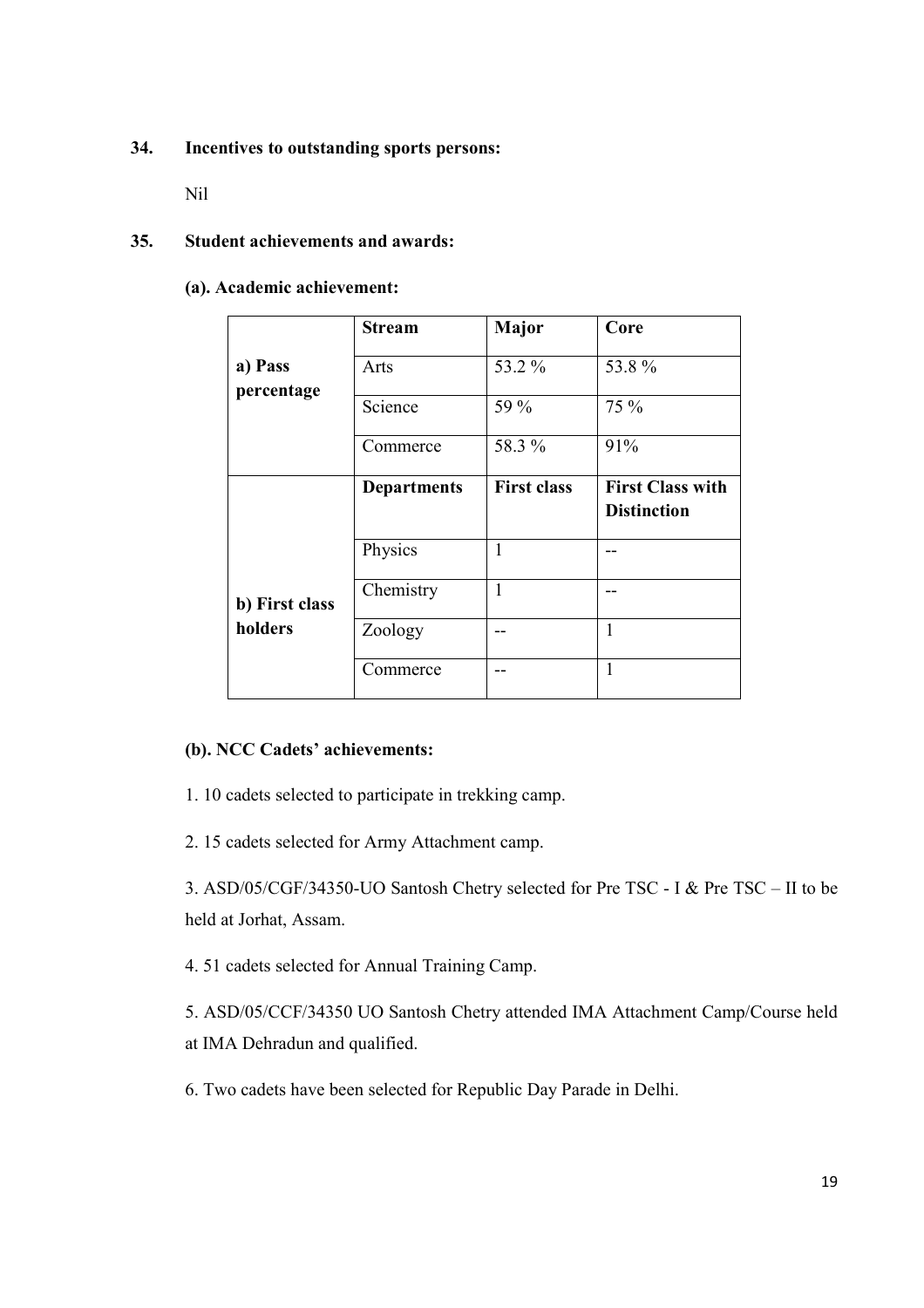**34. Incentives to outstanding sports persons:**

Nil

**35. Student achievements and awards:**

**(a). Academic achievement:**

| | **Stream** | **Major** | **Core** |
|---|---|---|---|
| **a) Pass percentage** | Arts | 53.2 % | 53.8 % |
| | Science | 59 % | 75 % |
| | Commerce | 58.3 % | 91% |
| **b) First class holders** | **Departments** | **First class** | **First Class with Distinction** |
| | Physics | 1 | -- |
| | Chemistry | 1 | -- |
| | Zoology | -- | 1 |
| | Commerce | -- | 1 |

**(b). NCC Cadets' achievements:**

1. 10 cadets selected to participate in trekking camp.

2. 15 cadets selected for Army Attachment camp.

3. ASD/05/CGF/34350-UO Santosh Chetry selected for Pre TSC - I & Pre TSC – II to be held at Jorhat, Assam.

4. 51 cadets selected for Annual Training Camp.

5. ASD/05/CCF/34350 UO Santosh Chetry attended IMA Attachment Camp/Course held at IMA Dehradun and qualified.

6. Two cadets have been selected for Republic Day Parade in Delhi.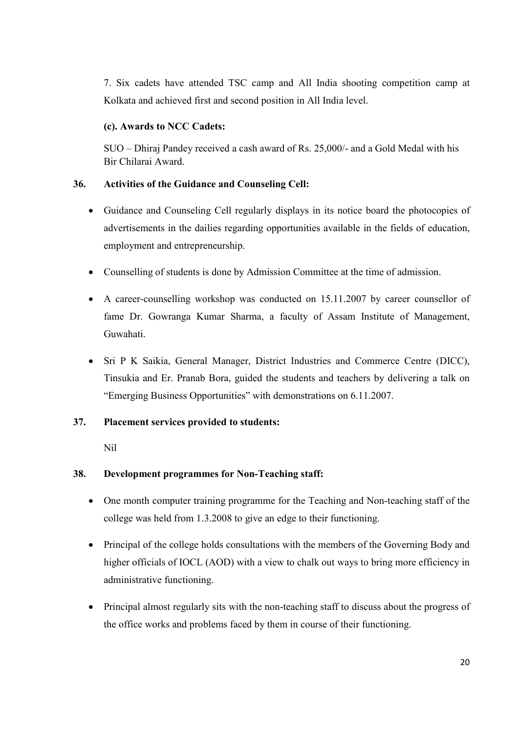7. Six cadets have attended TSC camp and All India shooting competition camp at Kolkata and achieved first and second position in All India level.

**(c). Awards to NCC Cadets:**

SUO – Dhiraj Pandey received a cash award of Rs. 25,000/- and a Gold Medal with his Bir Chilarai Award.

**36. Activities of the Guidance and Counseling Cell:**

- Guidance and Counseling Cell regularly displays in its notice board the photocopies of advertisements in the dailies regarding opportunities available in the fields of education, employment and entrepreneurship.
- Counselling of students is done by Admission Committee at the time of admission.
- A career-counselling workshop was conducted on 15.11.2007 by career counsellor of fame Dr. Gowranga Kumar Sharma, a faculty of Assam Institute of Management, Guwahati.
- Sri P K Saikia, General Manager, District Industries and Commerce Centre (DICC), Tinsukia and Er. Pranab Bora, guided the students and teachers by delivering a talk on "Emerging Business Opportunities" with demonstrations on 6.11.2007.

**37. Placement services provided to students:**

Nil

**38. Development programmes for Non-Teaching staff:**

- One month computer training programme for the Teaching and Non-teaching staff of the college was held from 1.3.2008 to give an edge to their functioning.
- Principal of the college holds consultations with the members of the Governing Body and higher officials of IOCL (AOD) with a view to chalk out ways to bring more efficiency in administrative functioning.
- Principal almost regularly sits with the non-teaching staff to discuss about the progress of the office works and problems faced by them in course of their functioning.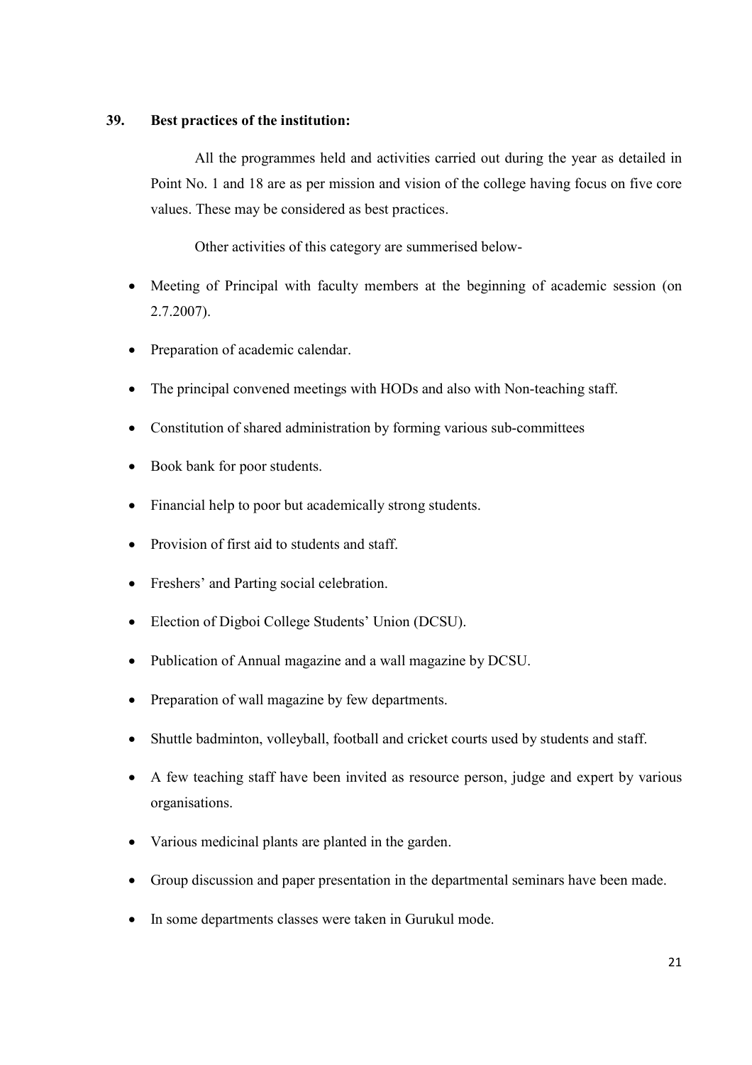## 39. Best practices of the institution:

All the programmes held and activities carried out during the year as detailed in Point No. 1 and 18 are as per mission and vision of the college having focus on five core values. These may be considered as best practices.

Other activities of this category are summerised below-

- Meeting of Principal with faculty members at the beginning of academic session (on 2.7.2007).
- Preparation of academic calendar.
- The principal convened meetings with HODs and also with Non-teaching staff.
- Constitution of shared administration by forming various sub-committees
- Book bank for poor students.
- Financial help to poor but academically strong students.
- Provision of first aid to students and staff.
- Freshers' and Parting social celebration.
- Election of Digboi College Students' Union (DCSU).
- Publication of Annual magazine and a wall magazine by DCSU.
- Preparation of wall magazine by few departments.
- Shuttle badminton, volleyball, football and cricket courts used by students and staff.
- A few teaching staff have been invited as resource person, judge and expert by various organisations.
- Various medicinal plants are planted in the garden.
- Group discussion and paper presentation in the departmental seminars have been made.
- In some departments classes were taken in Gurukul mode.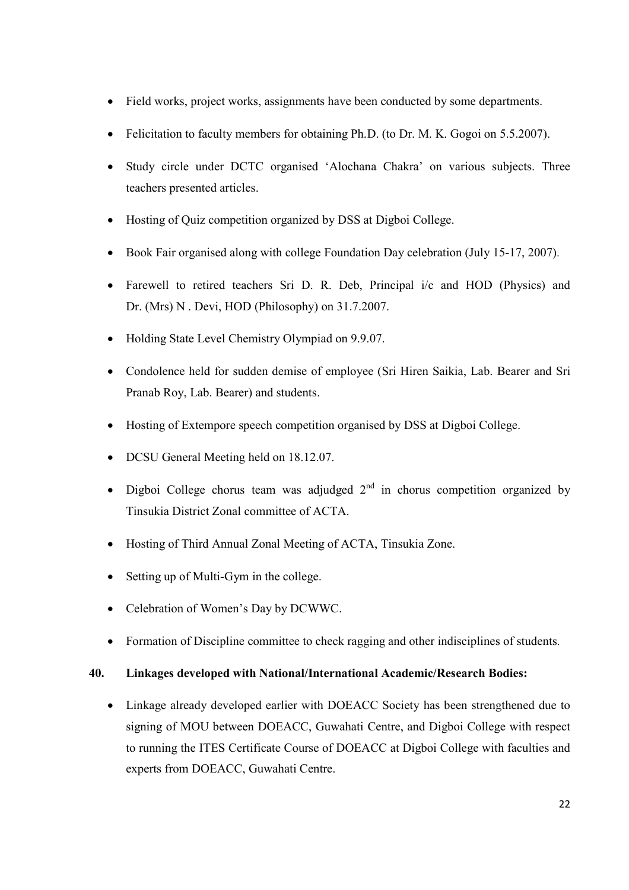- Field works, project works, assignments have been conducted by some departments.
- Felicitation to faculty members for obtaining Ph.D. (to Dr. M. K. Gogoi on 5.5.2007).
- Study circle under DCTC organised 'Alochana Chakra' on various subjects. Three teachers presented articles.
- Hosting of Quiz competition organized by DSS at Digboi College.
- Book Fair organised along with college Foundation Day celebration (July 15-17, 2007).
- Farewell to retired teachers Sri D. R. Deb, Principal i/c and HOD (Physics) and Dr. (Mrs) N . Devi, HOD (Philosophy) on 31.7.2007.
- Holding State Level Chemistry Olympiad on 9.9.07.
- Condolence held for sudden demise of employee (Sri Hiren Saikia, Lab. Bearer and Sri Pranab Roy, Lab. Bearer) and students.
- Hosting of Extempore speech competition organised by DSS at Digboi College.
- DCSU General Meeting held on 18.12.07.
- Digboi College chorus team was adjudged 2nd in chorus competition organized by Tinsukia District Zonal committee of ACTA.
- Hosting of Third Annual Zonal Meeting of ACTA, Tinsukia Zone.
- Setting up of Multi-Gym in the college.
- Celebration of Women's Day by DCWWC.
- Formation of Discipline committee to check ragging and other indisciplines of students.

**40. Linkages developed with National/International Academic/Research Bodies:**

- Linkage already developed earlier with DOEACC Society has been strengthened due to signing of MOU between DOEACC, Guwahati Centre, and Digboi College with respect to running the ITES Certificate Course of DOEACC at Digboi College with faculties and experts from DOEACC, Guwahati Centre.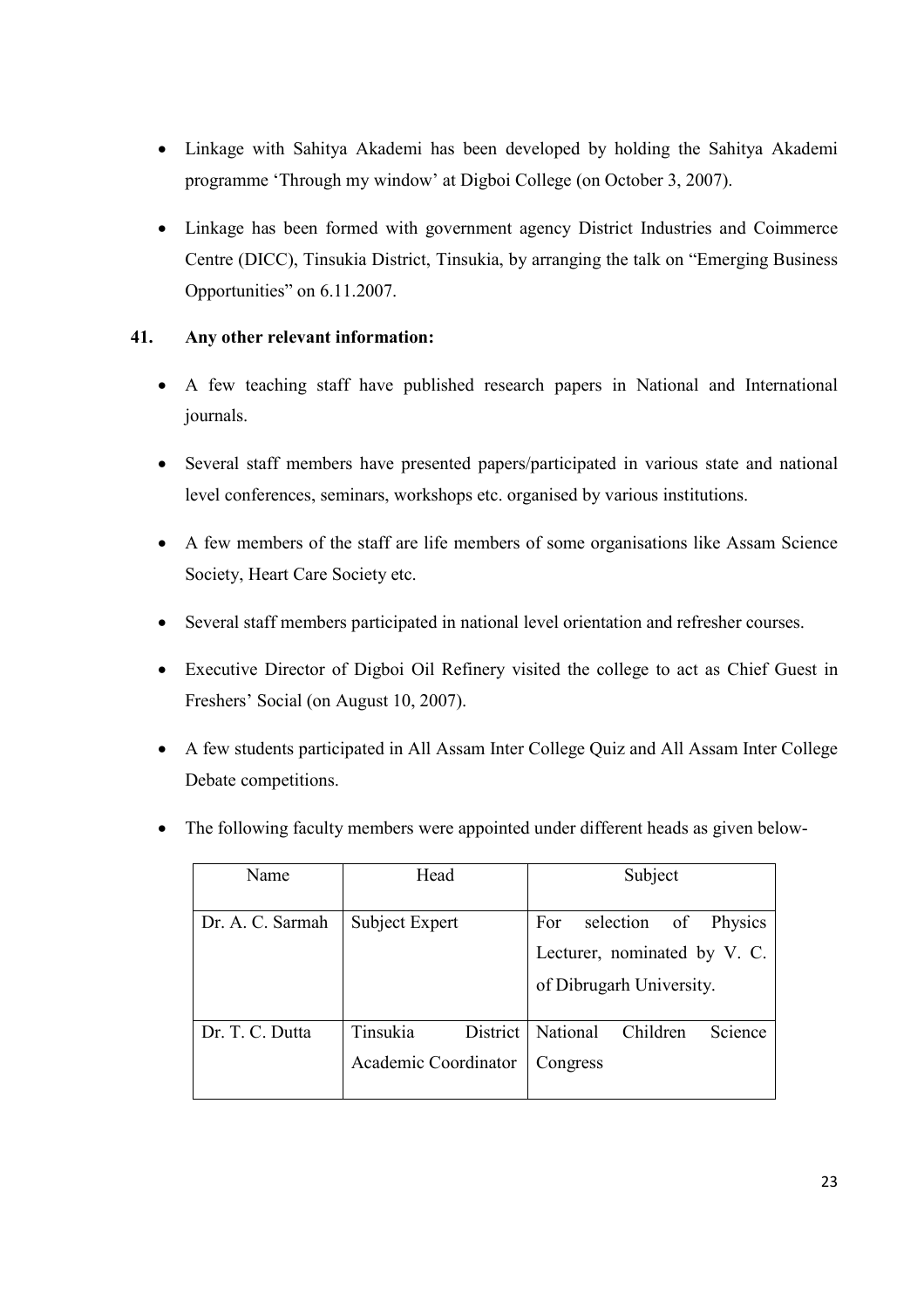- Linkage with Sahitya Akademi has been developed by holding the Sahitya Akademi programme 'Through my window' at Digboi College (on October 3, 2007).

- Linkage has been formed with government agency District Industries and Coimmerce Centre (DICC), Tinsukia District, Tinsukia, by arranging the talk on "Emerging Business Opportunities" on 6.11.2007.

**41. Any other relevant information:**

- A few teaching staff have published research papers in National and International journals.

- Several staff members have presented papers/participated in various state and national level conferences, seminars, workshops etc. organised by various institutions.

- A few members of the staff are life members of some organisations like Assam Science Society, Heart Care Society etc.

- Several staff members participated in national level orientation and refresher courses.

- Executive Director of Digboi Oil Refinery visited the college to act as Chief Guest in Freshers' Social (on August 10, 2007).

- A few students participated in All Assam Inter College Quiz and All Assam Inter College Debate competitions.

- The following faculty members were appointed under different heads as given below-

| Name | Head | Subject |
|---|---|---|
| Dr. A. C. Sarmah | Subject Expert | For selection of Physics Lecturer, nominated by V. C. of Dibrugarh University. |
| Dr. T. C. Dutta | Tinsukia District Academic Coordinator | National Children Science Congress |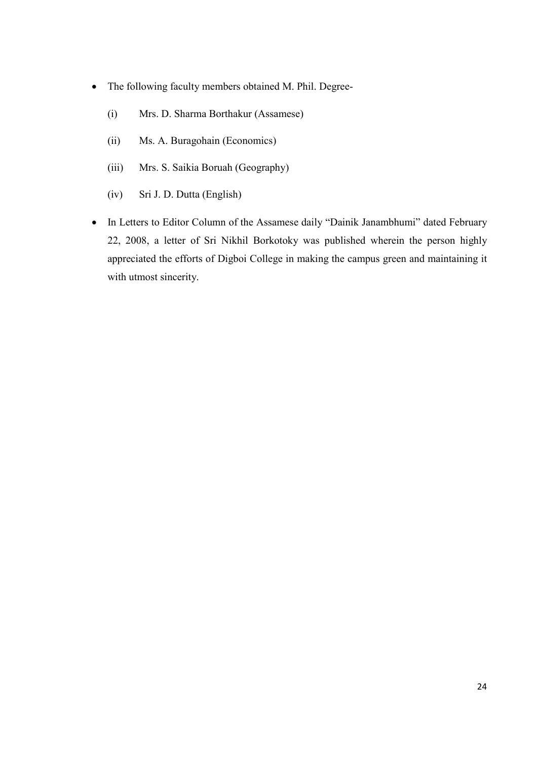- The following faculty members obtained M. Phil. Degree-
  - (i) Mrs. D. Sharma Borthakur (Assamese)
  - (ii) Ms. A. Buragohain (Economics)
  - (iii) Mrs. S. Saikia Boruah (Geography)
  - (iv) Sri J. D. Dutta (English)
- In Letters to Editor Column of the Assamese daily "Dainik Janambhumi" dated February 22, 2008, a letter of Sri Nikhil Borkotoky was published wherein the person highly appreciated the efforts of Digboi College in making the campus green and maintaining it with utmost sincerity.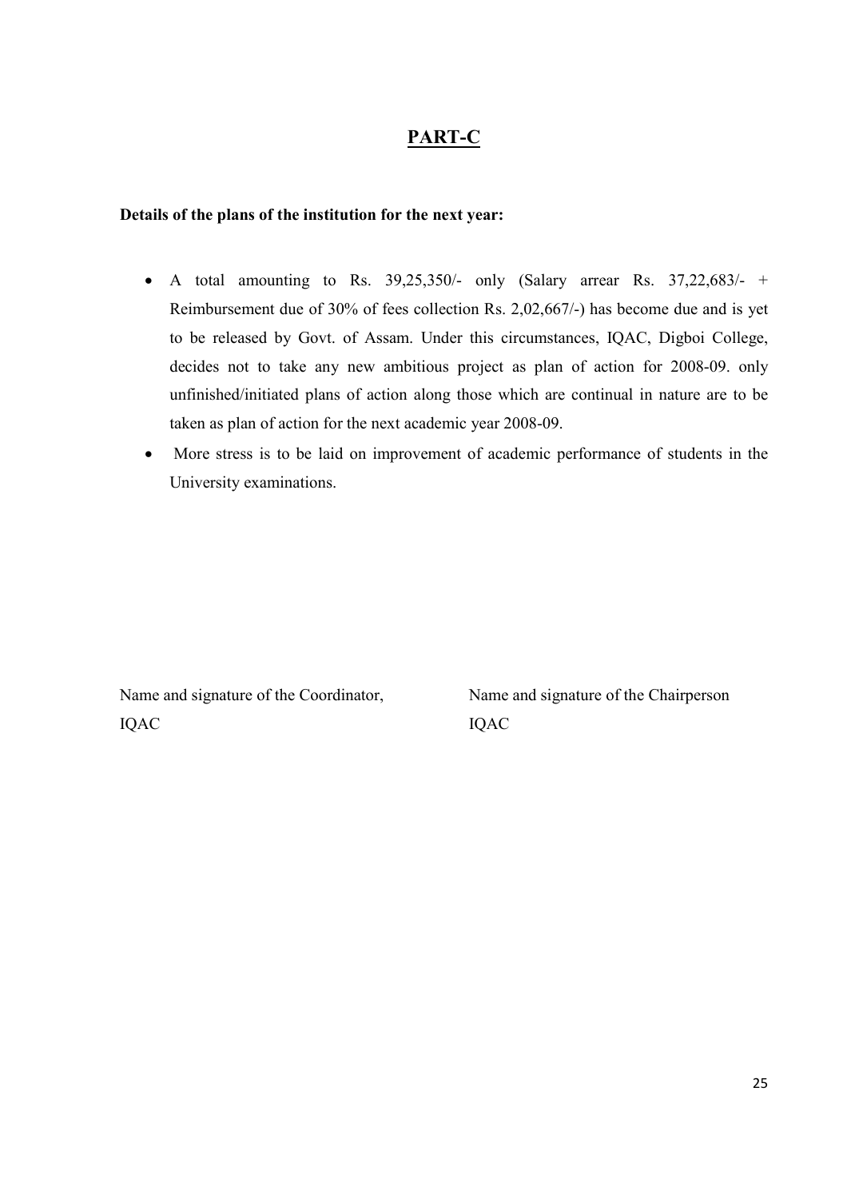## PART-C

**Details of the plans of the institution for the next year:**

- A total amounting to Rs. 39,25,350/- only (Salary arrear Rs. 37,22,683/- + Reimbursement due of 30% of fees collection Rs. 2,02,667/-) has become due and is yet to be released by Govt. of Assam. Under this circumstances, IQAC, Digboi College, decides not to take any new ambitious project as plan of action for 2008-09. only unfinished/initiated plans of action along those which are continual in nature are to be taken as plan of action for the next academic year 2008-09.
- More stress is to be laid on improvement of academic performance of students in the University examinations.

Name and signature of the Coordinator,
IQAC

Name and signature of the Chairperson
IQAC